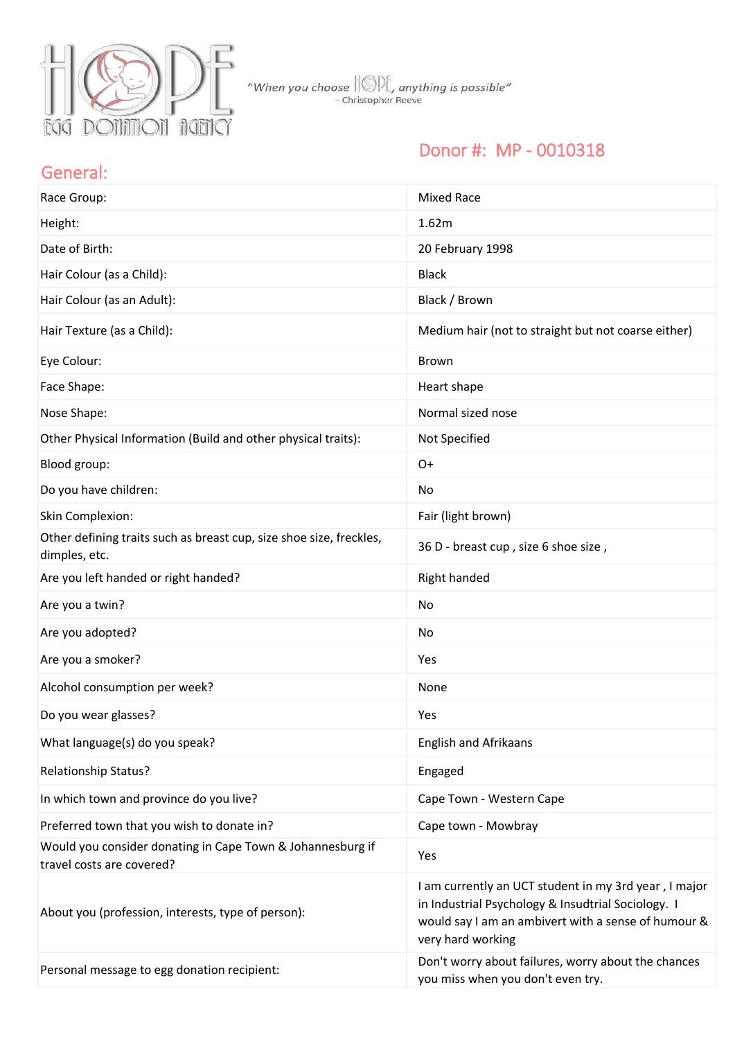HOPE EGG DONATION AGENCY

"When you choose HOPE, anything is possible"
- Christopher Reeve

## Donor #: MP - 0010318

## General:

| | |
|---|---|
| Race Group: | Mixed Race |
| Height: | 1.62m |
| Date of Birth: | 20 February 1998 |
| Hair Colour (as a Child): | Black |
| Hair Colour (as an Adult): | Black / Brown |
| Hair Texture (as a Child): | Medium hair (not to straight but not coarse either) |
| Eye Colour: | Brown |
| Face Shape: | Heart shape |
| Nose Shape: | Normal sized nose |
| Other Physical Information (Build and other physical traits): | Not Specified |
| Blood group: | O+ |
| Do you have children: | No |
| Skin Complexion: | Fair (light brown) |
| Other defining traits such as breast cup, size shoe size, freckles, dimples, etc. | 36 D - breast cup , size 6 shoe size , |
| Are you left handed or right handed? | Right handed |
| Are you a twin? | No |
| Are you adopted? | No |
| Are you a smoker? | Yes |
| Alcohol consumption per week? | None |
| Do you wear glasses? | Yes |
| What language(s) do you speak? | English and Afrikaans |
| Relationship Status? | Engaged |
| In which town and province do you live? | Cape Town - Western Cape |
| Preferred town that you wish to donate in? | Cape town - Mowbray |
| Would you consider donating in Cape Town & Johannesburg if travel costs are covered? | Yes |
| About you (profession, interests, type of person): | I am currently an UCT student in my 3rd year , I major in Industrial Psychology & Insudtrial Sociology. I would say I am an ambivert with a sense of humour & very hard working |
| Personal message to egg donation recipient: | Don't worry about failures, worry about the chances you miss when you don't even try. |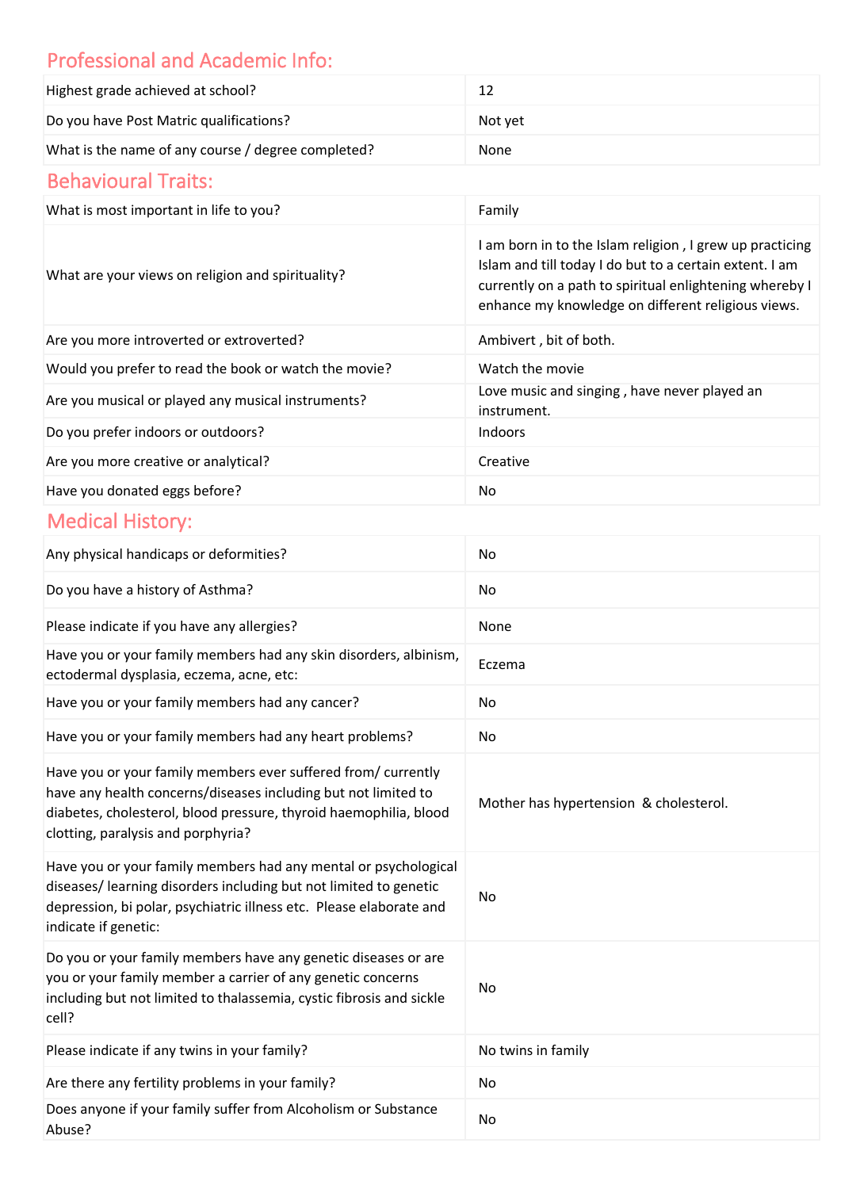## Professional and Academic Info:

| | |
|---|---|
| Highest grade achieved at school? | 12 |
| Do you have Post Matric qualifications? | Not yet |
| What is the name of any course / degree completed? | None |

## Behavioural Traits:

| | |
|---|---|
| What is most important in life to you? | Family |
| What are your views on religion and spirituality? | I am born in to the Islam religion , I grew up practicing Islam and till today I do but to a certain extent. I am currently on a path to spiritual enlightening whereby I enhance my knowledge on different religious views. |
| Are you more introverted or extroverted? | Ambivert , bit of both. |
| Would you prefer to read the book or watch the movie? | Watch the movie |
| Are you musical or played any musical instruments? | Love music and singing , have never played an instrument. |
| Do you prefer indoors or outdoors? | Indoors |
| Are you more creative or analytical? | Creative |
| Have you donated eggs before? | No |

## Medical History:

| | |
|---|---|
| Any physical handicaps or deformities? | No |
| Do you have a history of Asthma? | No |
| Please indicate if you have any allergies? | None |
| Have you or your family members had any skin disorders, albinism, ectodermal dysplasia, eczema, acne, etc: | Eczema |
| Have you or your family members had any cancer? | No |
| Have you or your family members had any heart problems? | No |
| Have you or your family members ever suffered from/ currently have any health concerns/diseases including but not limited to diabetes, cholesterol, blood pressure, thyroid haemophilia, blood clotting, paralysis and porphyria? | Mother has hypertension & cholesterol. |
| Have you or your family members had any mental or psychological diseases/ learning disorders including but not limited to genetic depression, bi polar, psychiatric illness etc. Please elaborate and indicate if genetic: | No |
| Do you or your family members have any genetic diseases or are you or your family member a carrier of any genetic concerns including but not limited to thalassemia, cystic fibrosis and sickle cell? | No |
| Please indicate if any twins in your family? | No twins in family |
| Are there any fertility problems in your family? | No |
| Does anyone if your family suffer from Alcoholism or Substance Abuse? | No |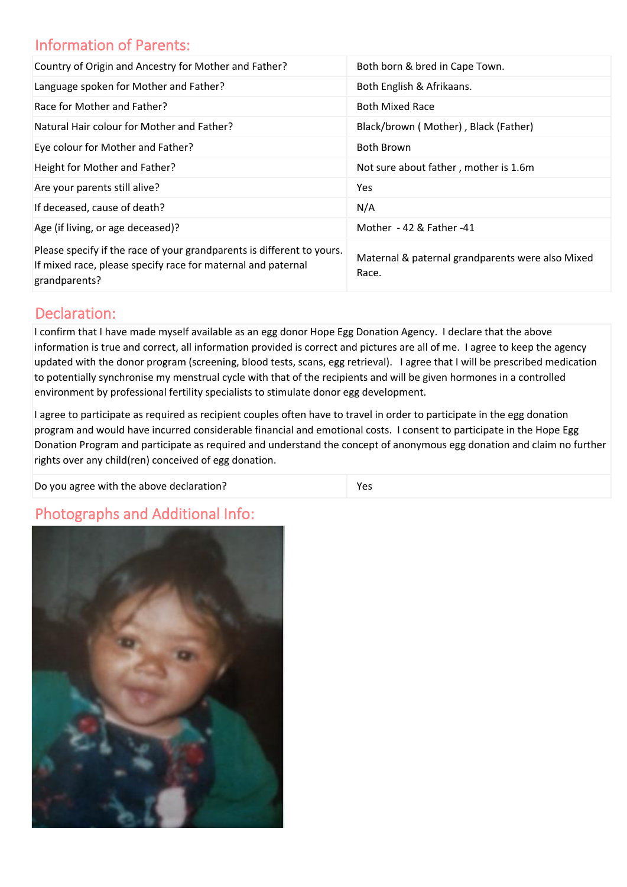## Information of Parents:

| | |
|---|---|
| Country of Origin and Ancestry for Mother and Father? | Both born & bred in Cape Town. |
| Language spoken for Mother and Father? | Both English & Afrikaans. |
| Race for Mother and Father? | Both Mixed Race |
| Natural Hair colour for Mother and Father? | Black/brown ( Mother) , Black (Father) |
| Eye colour for Mother and Father? | Both Brown |
| Height for Mother and Father? | Not sure about father , mother is 1.6m |
| Are your parents still alive? | Yes |
| If deceased, cause of death? | N/A |
| Age (if living, or age deceased)? | Mother - 42 & Father -41 |
| Please specify if the race of your grandparents is different to yours. If mixed race, please specify race for maternal and paternal grandparents? | Maternal & paternal grandparents were also Mixed Race. |

## Declaration:

I confirm that I have made myself available as an egg donor Hope Egg Donation Agency. I declare that the above information is true and correct, all information provided is correct and pictures are all of me. I agree to keep the agency updated with the donor program (screening, blood tests, scans, egg retrieval). I agree that I will be prescribed medication to potentially synchronise my menstrual cycle with that of the recipients and will be given hormones in a controlled environment by professional fertility specialists to stimulate donor egg development.

I agree to participate as required as recipient couples often have to travel in order to participate in the egg donation program and would have incurred considerable financial and emotional costs. I consent to participate in the Hope Egg Donation Program and participate as required and understand the concept of anonymous egg donation and claim no further rights over any child(ren) conceived of egg donation.

| | |
|---|---|
| Do you agree with the above declaration? | Yes |

## Photographs and Additional Info: